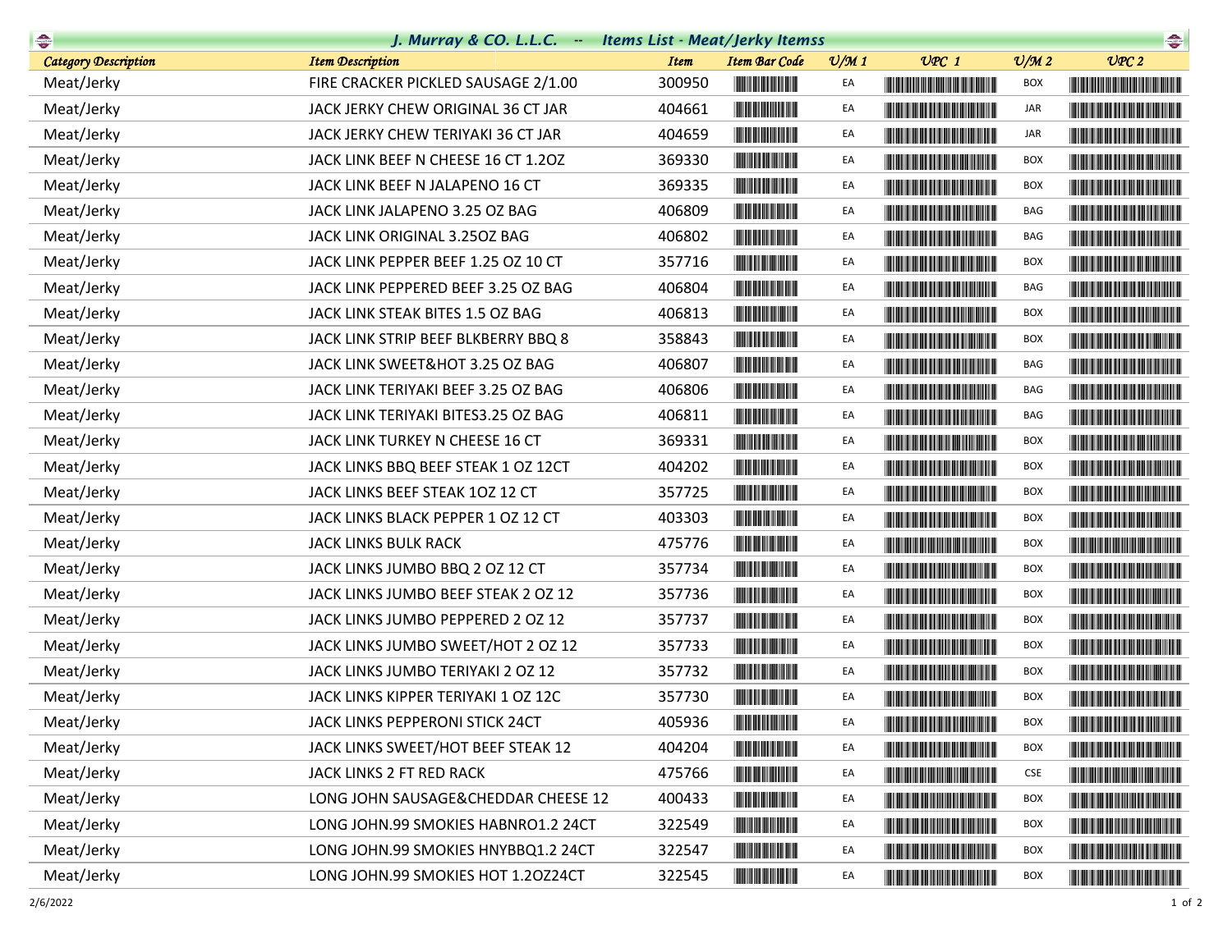# J. Murray & CO. L.L.C. -- Items List - Meat/Jerky Itemss

| Category Description | Item Description | Item | Item Bar Code | U/M 1 | UPC 1 | U/M 2 | UPC 2 |
|---|---|---|---|---|---|---|---|
| Meat/Jerky | FIRE CRACKER PICKLED SAUSAGE 2/1.00 | 300950 | | EA | | BOX | |
| Meat/Jerky | JACK JERKY CHEW ORIGINAL 36 CT JAR | 404661 | | EA | | JAR | |
| Meat/Jerky | JACK JERKY CHEW TERIYAKI 36 CT JAR | 404659 | | EA | | JAR | |
| Meat/Jerky | JACK LINK BEEF N CHEESE 16 CT 1.2OZ | 369330 | | EA | | BOX | |
| Meat/Jerky | JACK LINK BEEF N JALAPENO 16 CT | 369335 | | EA | | BOX | |
| Meat/Jerky | JACK LINK JALAPENO 3.25 OZ BAG | 406809 | | EA | | BAG | |
| Meat/Jerky | JACK LINK ORIGINAL 3.25OZ BAG | 406802 | | EA | | BAG | |
| Meat/Jerky | JACK LINK PEPPER BEEF 1.25 OZ 10 CT | 357716 | | EA | | BOX | |
| Meat/Jerky | JACK LINK PEPPERED BEEF 3.25 OZ BAG | 406804 | | EA | | BAG | |
| Meat/Jerky | JACK LINK STEAK BITES 1.5 OZ BAG | 406813 | | EA | | BOX | |
| Meat/Jerky | JACK LINK STRIP BEEF BLKBERRY BBQ 8 | 358843 | | EA | | BOX | |
| Meat/Jerky | JACK LINK SWEET&HOT 3.25 OZ BAG | 406807 | | EA | | BAG | |
| Meat/Jerky | JACK LINK TERIYAKI BEEF 3.25 OZ BAG | 406806 | | EA | | BAG | |
| Meat/Jerky | JACK LINK TERIYAKI BITES3.25 OZ BAG | 406811 | | EA | | BAG | |
| Meat/Jerky | JACK LINK TURKEY N CHEESE 16 CT | 369331 | | EA | | BOX | |
| Meat/Jerky | JACK LINKS BBQ BEEF STEAK 1 OZ 12CT | 404202 | | EA | | BOX | |
| Meat/Jerky | JACK LINKS BEEF STEAK 1OZ 12 CT | 357725 | | EA | | BOX | |
| Meat/Jerky | JACK LINKS BLACK PEPPER 1 OZ 12 CT | 403303 | | EA | | BOX | |
| Meat/Jerky | JACK LINKS BULK RACK | 475776 | | EA | | BOX | |
| Meat/Jerky | JACK LINKS JUMBO BBQ 2 OZ 12 CT | 357734 | | EA | | BOX | |
| Meat/Jerky | JACK LINKS JUMBO BEEF STEAK 2 OZ 12 | 357736 | | EA | | BOX | |
| Meat/Jerky | JACK LINKS JUMBO PEPPERED 2 OZ 12 | 357737 | | EA | | BOX | |
| Meat/Jerky | JACK LINKS JUMBO SWEET/HOT 2 OZ 12 | 357733 | | EA | | BOX | |
| Meat/Jerky | JACK LINKS JUMBO TERIYAKI 2 OZ 12 | 357732 | | EA | | BOX | |
| Meat/Jerky | JACK LINKS KIPPER TERIYAKI 1 OZ 12C | 357730 | | EA | | BOX | |
| Meat/Jerky | JACK LINKS PEPPERONI STICK 24CT | 405936 | | EA | | BOX | |
| Meat/Jerky | JACK LINKS SWEET/HOT BEEF STEAK 12 | 404204 | | EA | | BOX | |
| Meat/Jerky | JACK LINKS 2 FT RED RACK | 475766 | | EA | | CSE | |
| Meat/Jerky | LONG JOHN SAUSAGE&CHEDDAR CHEESE 12 | 400433 | | EA | | BOX | |
| Meat/Jerky | LONG JOHN.99 SMOKIES HABNRO1.2 24CT | 322549 | | EA | | BOX | |
| Meat/Jerky | LONG JOHN.99 SMOKIES HNYBBQ1.2 24CT | 322547 | | EA | | BOX | |
| Meat/Jerky | LONG JOHN.99 SMOKIES HOT 1.2OZ24CT | 322545 | | EA | | BOX | |

2/6/2022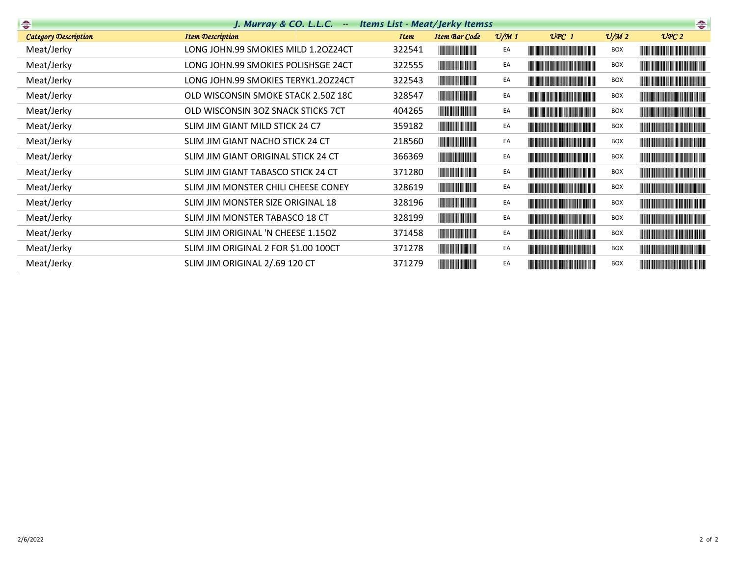## J. Murray & CO. L.L.C. -- Items List - Meat/Jerky Itemss

| Category Description | Item Description | Item | Item Bar Code | U/M 1 | UPC 1 | U/M 2 | UPC 2 |
|---|---|---|---|---|---|---|---|
| Meat/Jerky | LONG JOHN.99 SMOKIES MILD 1.2OZ24CT | 322541 | | EA | | BOX | |
| Meat/Jerky | LONG JOHN.99 SMOKIES POLISHSGE 24CT | 322555 | | EA | | BOX | |
| Meat/Jerky | LONG JOHN.99 SMOKIES TERYK1.2OZ24CT | 322543 | | EA | | BOX | |
| Meat/Jerky | OLD WISCONSIN SMOKE STACK 2.50Z 18C | 328547 | | EA | | BOX | |
| Meat/Jerky | OLD WISCONSIN 3OZ SNACK STICKS 7CT | 404265 | | EA | | BOX | |
| Meat/Jerky | SLIM JIM GIANT MILD STICK 24 C7 | 359182 | | EA | | BOX | |
| Meat/Jerky | SLIM JIM GIANT NACHO STICK 24 CT | 218560 | | EA | | BOX | |
| Meat/Jerky | SLIM JIM GIANT ORIGINAL STICK 24 CT | 366369 | | EA | | BOX | |
| Meat/Jerky | SLIM JIM GIANT TABASCO STICK 24 CT | 371280 | | EA | | BOX | |
| Meat/Jerky | SLIM JIM MONSTER CHILI CHEESE CONEY | 328619 | | EA | | BOX | |
| Meat/Jerky | SLIM JIM MONSTER SIZE ORIGINAL 18 | 328196 | | EA | | BOX | |
| Meat/Jerky | SLIM JIM MONSTER TABASCO 18 CT | 328199 | | EA | | BOX | |
| Meat/Jerky | SLIM JIM ORIGINAL 'N CHEESE 1.15OZ | 371458 | | EA | | BOX | |
| Meat/Jerky | SLIM JIM ORIGINAL 2 FOR $1.00 100CT | 371278 | | EA | | BOX | |
| Meat/Jerky | SLIM JIM ORIGINAL 2/.69 120 CT | 371279 | | EA | | BOX | |

2/6/2022